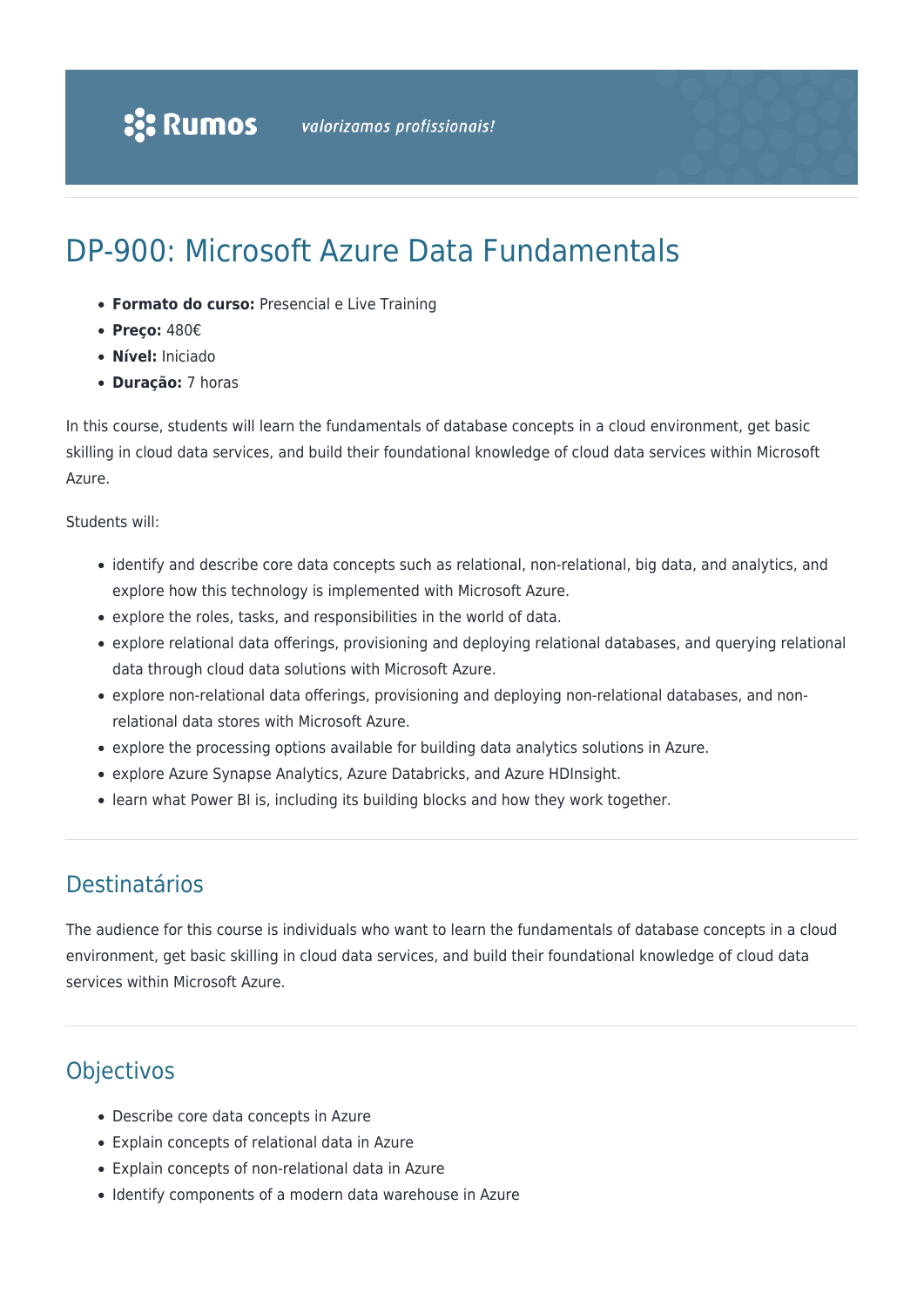# DP-900: Microsoft Azure Data Fundamentals

- **Formato do curso:** Presencial e Live Training
- **Preço:** 480€
- **Nível:** Iniciado
- **Duração:** 7 horas

In this course, students will learn the fundamentals of database concepts in a cloud environment, get basic skilling in cloud data services, and build their foundational knowledge of cloud data services within Microsoft Azure.

Students will:

- identify and describe core data concepts such as relational, non-relational, big data, and analytics, and explore how this technology is implemented with Microsoft Azure.
- explore the roles, tasks, and responsibilities in the world of data.
- explore relational data offerings, provisioning and deploying relational databases, and querying relational data through cloud data solutions with Microsoft Azure.
- explore non-relational data offerings, provisioning and deploying non-relational databases, and non-relational data stores with Microsoft Azure.
- explore the processing options available for building data analytics solutions in Azure.
- explore Azure Synapse Analytics, Azure Databricks, and Azure HDInsight.
- learn what Power BI is, including its building blocks and how they work together.

## Destinatários

The audience for this course is individuals who want to learn the fundamentals of database concepts in a cloud environment, get basic skilling in cloud data services, and build their foundational knowledge of cloud data services within Microsoft Azure.

## Objectivos

- Describe core data concepts in Azure
- Explain concepts of relational data in Azure
- Explain concepts of non-relational data in Azure
- Identify components of a modern data warehouse in Azure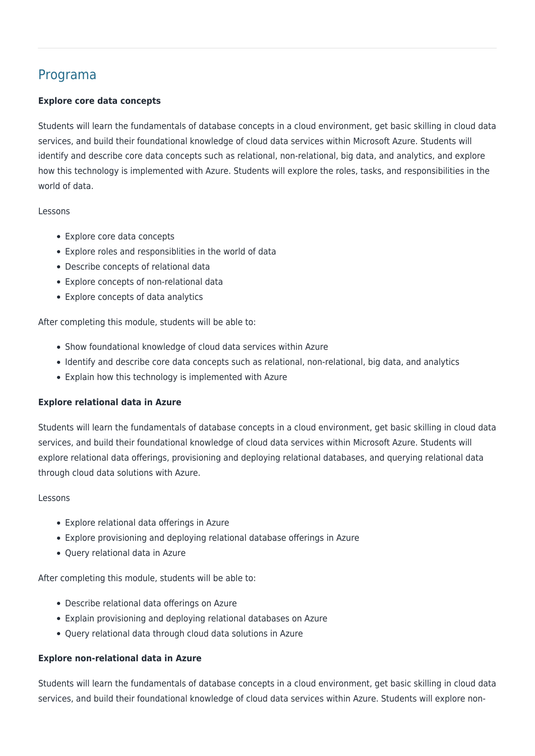## Programa

**Explore core data concepts**

Students will learn the fundamentals of database concepts in a cloud environment, get basic skilling in cloud data services, and build their foundational knowledge of cloud data services within Microsoft Azure. Students will identify and describe core data concepts such as relational, non-relational, big data, and analytics, and explore how this technology is implemented with Azure. Students will explore the roles, tasks, and responsibilities in the world of data.

Lessons

- Explore core data concepts
- Explore roles and responsiblities in the world of data
- Describe concepts of relational data
- Explore concepts of non-relational data
- Explore concepts of data analytics

After completing this module, students will be able to:

- Show foundational knowledge of cloud data services within Azure
- Identify and describe core data concepts such as relational, non-relational, big data, and analytics
- Explain how this technology is implemented with Azure

**Explore relational data in Azure**

Students will learn the fundamentals of database concepts in a cloud environment, get basic skilling in cloud data services, and build their foundational knowledge of cloud data services within Microsoft Azure. Students will explore relational data offerings, provisioning and deploying relational databases, and querying relational data through cloud data solutions with Azure.

Lessons

- Explore relational data offerings in Azure
- Explore provisioning and deploying relational database offerings in Azure
- Query relational data in Azure

After completing this module, students will be able to:

- Describe relational data offerings on Azure
- Explain provisioning and deploying relational databases on Azure
- Query relational data through cloud data solutions in Azure

**Explore non-relational data in Azure**

Students will learn the fundamentals of database concepts in a cloud environment, get basic skilling in cloud data services, and build their foundational knowledge of cloud data services within Azure. Students will explore non-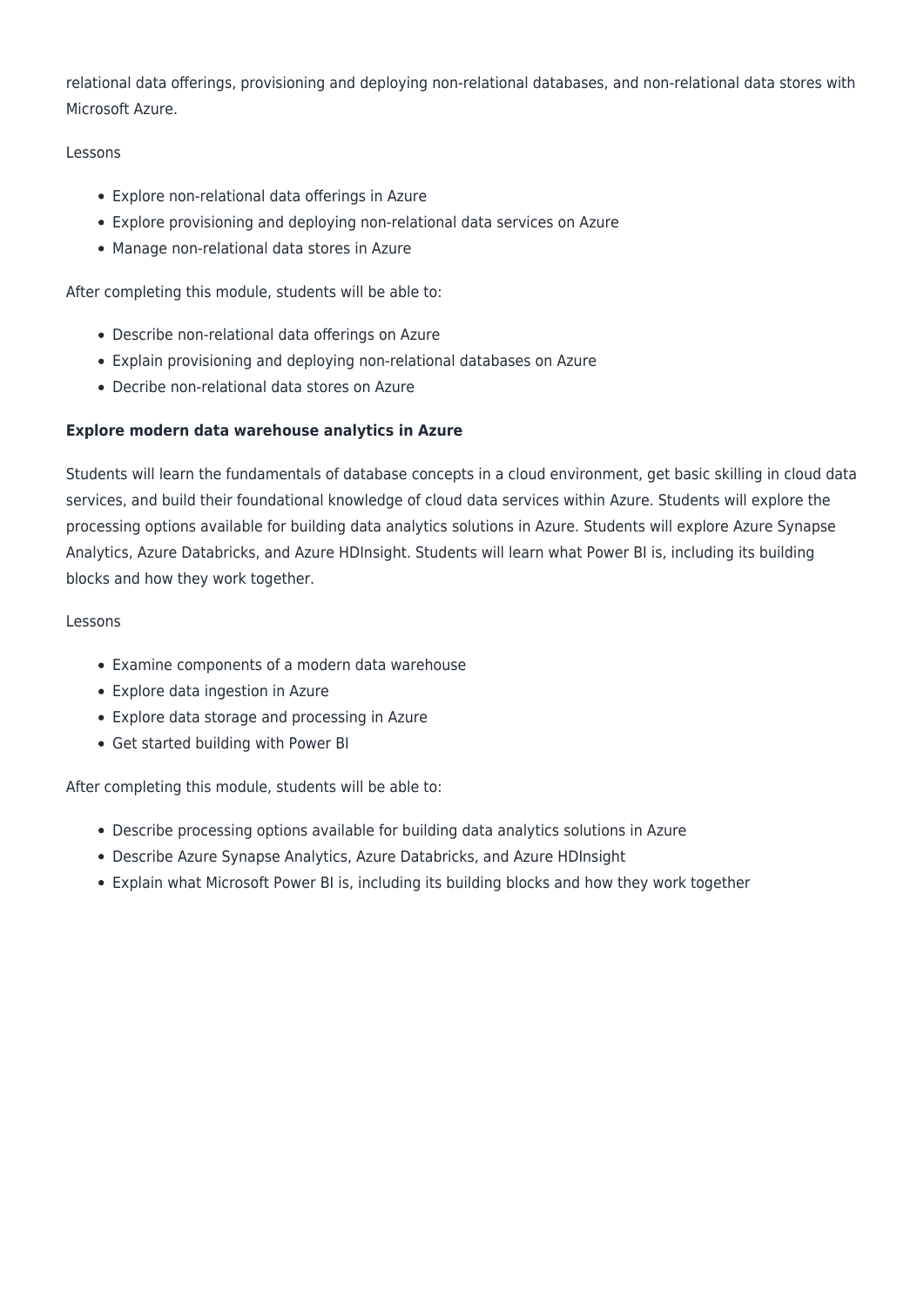relational data offerings, provisioning and deploying non-relational databases, and non-relational data stores with Microsoft Azure.

Lessons

- Explore non-relational data offerings in Azure
- Explore provisioning and deploying non-relational data services on Azure
- Manage non-relational data stores in Azure

After completing this module, students will be able to:

- Describe non-relational data offerings on Azure
- Explain provisioning and deploying non-relational databases on Azure
- Decribe non-relational data stores on Azure

**Explore modern data warehouse analytics in Azure**

Students will learn the fundamentals of database concepts in a cloud environment, get basic skilling in cloud data services, and build their foundational knowledge of cloud data services within Azure. Students will explore the processing options available for building data analytics solutions in Azure. Students will explore Azure Synapse Analytics, Azure Databricks, and Azure HDInsight. Students will learn what Power BI is, including its building blocks and how they work together.

Lessons

- Examine components of a modern data warehouse
- Explore data ingestion in Azure
- Explore data storage and processing in Azure
- Get started building with Power BI

After completing this module, students will be able to:

- Describe processing options available for building data analytics solutions in Azure
- Describe Azure Synapse Analytics, Azure Databricks, and Azure HDInsight
- Explain what Microsoft Power BI is, including its building blocks and how they work together